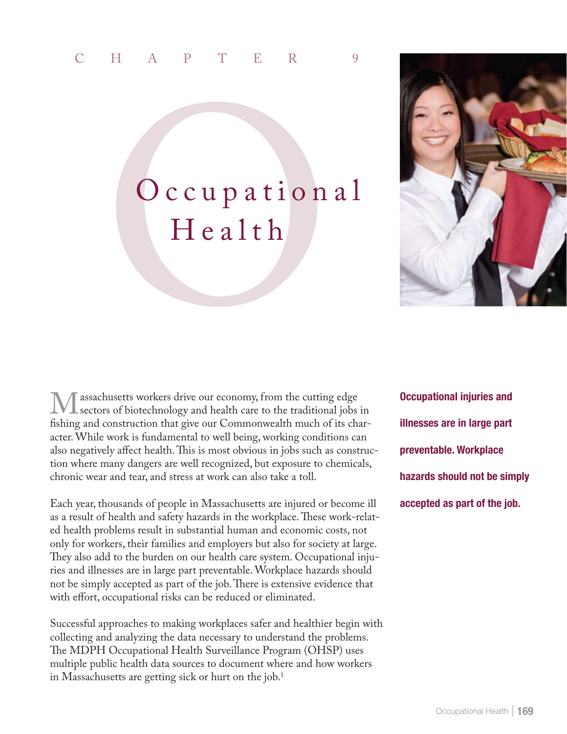# Chapter 9

# Occupational Health

Massachusetts workers drive our economy, from the cutting edge sectors of biotechnology and health care to the traditional jobs in fishing and construction that give our Commonwealth much of its character. While work is fundamental to well being, working conditions can also negatively affect health. This is most obvious in jobs such as construction where many dangers are well recognized, but exposure to chemicals, chronic wear and tear, and stress at work can also take a toll.

Each year, thousands of people in Massachusetts are injured or become ill as a result of health and safety hazards in the workplace. These work-related health problems result in substantial human and economic costs, not only for workers, their families and employers but also for society at large. They also add to the burden on our health care system. Occupational injuries and illnesses are in large part preventable. Workplace hazards should not be simply accepted as part of the job. There is extensive evidence that with effort, occupational risks can be reduced or eliminated.

**Occupational injuries and illnesses are in large part preventable. Workplace hazards should not be simply accepted as part of the job.**

Successful approaches to making workplaces safer and healthier begin with collecting and analyzing the data necessary to understand the problems. The MDPH Occupational Health Surveillance Program (OHSP) uses multiple public health data sources to document where and how workers in Massachusetts are getting sick or hurt on the job.[1]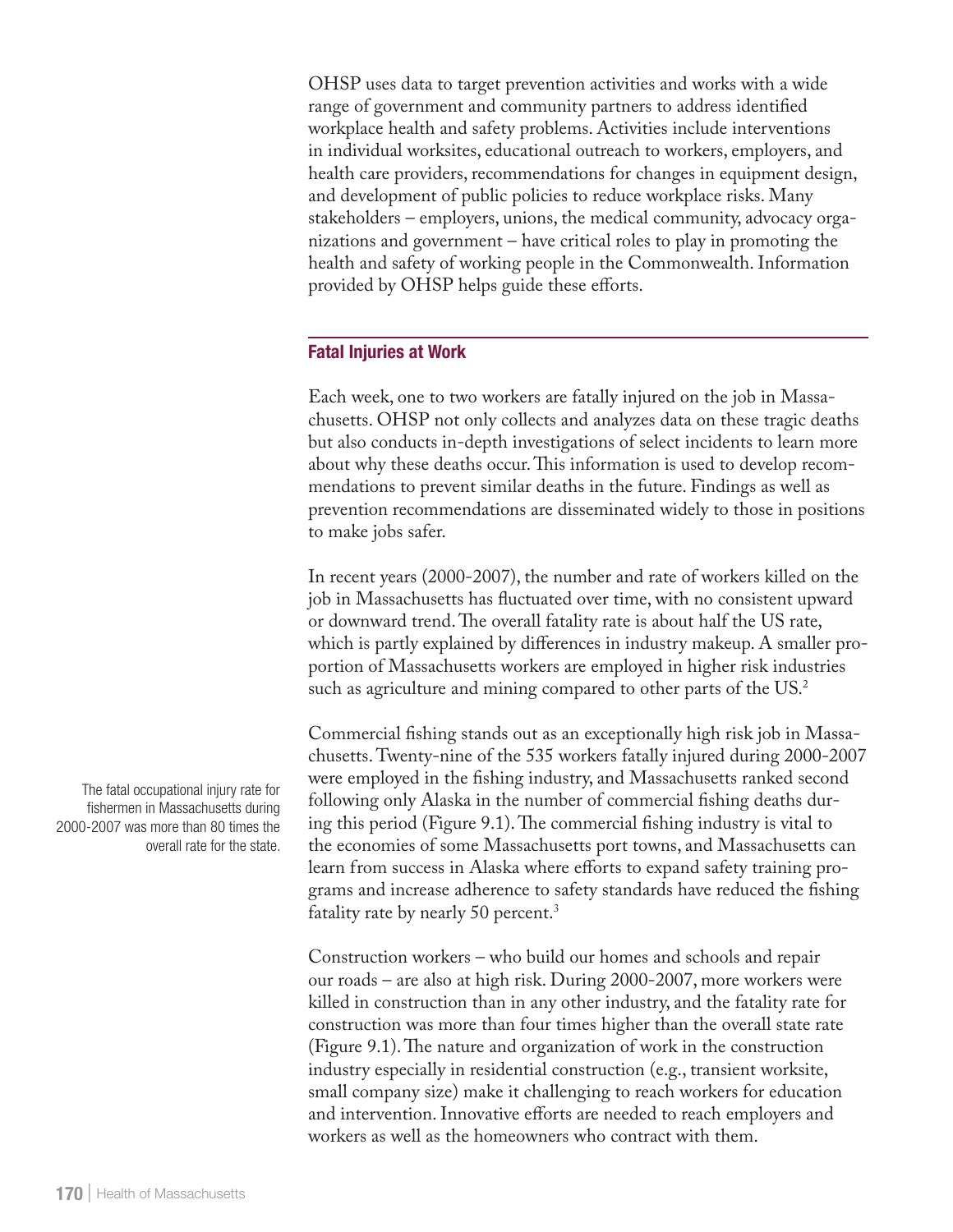OHSP uses data to target prevention activities and works with a wide range of government and community partners to address identified workplace health and safety problems. Activities include interventions in individual worksites, educational outreach to workers, employers, and health care providers, recommendations for changes in equipment design, and development of public policies to reduce workplace risks. Many stakeholders – employers, unions, the medical community, advocacy organizations and government – have critical roles to play in promoting the health and safety of working people in the Commonwealth. Information provided by OHSP helps guide these efforts.

## Fatal Injuries at Work

Each week, one to two workers are fatally injured on the job in Massachusetts. OHSP not only collects and analyzes data on these tragic deaths but also conducts in-depth investigations of select incidents to learn more about why these deaths occur. This information is used to develop recommendations to prevent similar deaths in the future. Findings as well as prevention recommendations are disseminated widely to those in positions to make jobs safer.

In recent years (2000-2007), the number and rate of workers killed on the job in Massachusetts has fluctuated over time, with no consistent upward or downward trend. The overall fatality rate is about half the US rate, which is partly explained by differences in industry makeup. A smaller proportion of Massachusetts workers are employed in higher risk industries such as agriculture and mining compared to other parts of the US.[2]

The fatal occupational injury rate for fishermen in Massachusetts during 2000-2007 was more than 80 times the overall rate for the state.

Commercial fishing stands out as an exceptionally high risk job in Massachusetts. Twenty-nine of the 535 workers fatally injured during 2000-2007 were employed in the fishing industry, and Massachusetts ranked second following only Alaska in the number of commercial fishing deaths during this period (Figure 9.1). The commercial fishing industry is vital to the economies of some Massachusetts port towns, and Massachusetts can learn from success in Alaska where efforts to expand safety training programs and increase adherence to safety standards have reduced the fishing fatality rate by nearly 50 percent.[3]

Construction workers – who build our homes and schools and repair our roads – are also at high risk. During 2000-2007, more workers were killed in construction than in any other industry, and the fatality rate for construction was more than four times higher than the overall state rate (Figure 9.1). The nature and organization of work in the construction industry especially in residential construction (e.g., transient worksite, small company size) make it challenging to reach workers for education and intervention. Innovative efforts are needed to reach employers and workers as well as the homeowners who contract with them.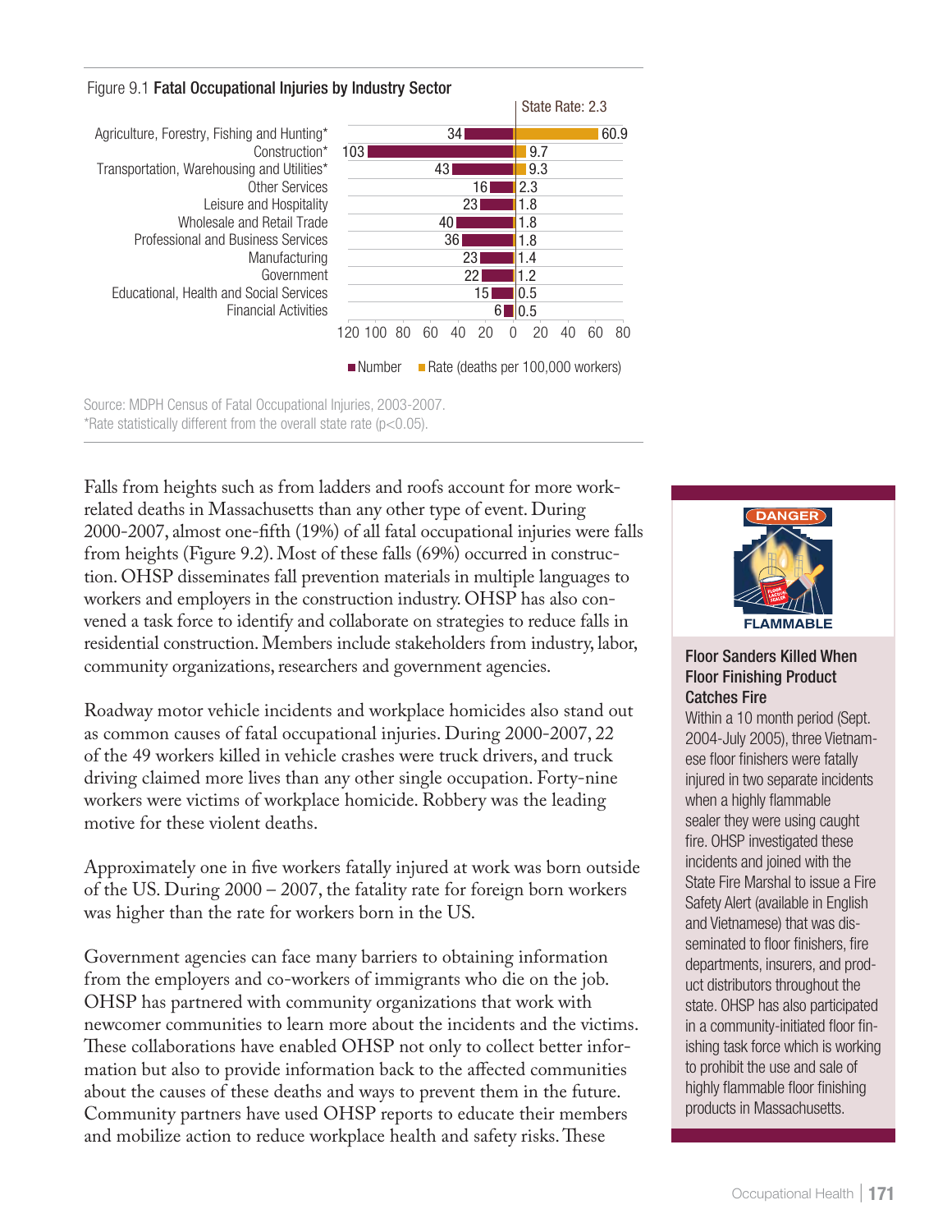Figure 9.1 **Fatal Occupational Injuries by Industry Sector**

State Rate: 2.3

| Industry Sector | Number | Rate (deaths per 100,000 workers) |
| --- | --- | --- |
| Agriculture, Forestry, Fishing and Hunting* | 34 | 60.9 |
| Construction* | 103 | 9.7 |
| Transportation, Warehousing and Utilities* | 43 | 9.3 |
| Other Services | 16 | 2.3 |
| Leisure and Hospitality | 23 | 1.8 |
| Wholesale and Retail Trade | 40 | 1.8 |
| Professional and Business Services | 36 | 1.8 |
| Manufacturing | 23 | 1.4 |
| Government | 22 | 1.2 |
| Educational, Health and Social Services | 15 | 0.5 |
| Financial Activities | 6 | 0.5 |

Source: MDPH Census of Fatal Occupational Injuries, 2003-2007.
*Rate statistically different from the overall state rate ($p<0.05$).

Falls from heights such as from ladders and roofs account for more work-related deaths in Massachusetts than any other type of event. During 2000-2007, almost one-fifth (19%) of all fatal occupational injuries were falls from heights (Figure 9.2). Most of these falls (69%) occurred in construction. OHSP disseminates fall prevention materials in multiple languages to workers and employers in the construction industry. OHSP has also convened a task force to identify and collaborate on strategies to reduce falls in residential construction. Members include stakeholders from industry, labor, community organizations, researchers and government agencies.

Roadway motor vehicle incidents and workplace homicides also stand out as common causes of fatal occupational injuries. During 2000-2007, 22 of the 49 workers killed in vehicle crashes were truck drivers, and truck driving claimed more lives than any other single occupation. Forty-nine workers were victims of workplace homicide. Robbery was the leading motive for these violent deaths.

Approximately one in five workers fatally injured at work was born outside of the US. During 2000 – 2007, the fatality rate for foreign born workers was higher than the rate for workers born in the US.

Government agencies can face many barriers to obtaining information from the employers and co-workers of immigrants who die on the job. OHSP has partnered with community organizations that work with newcomer communities to learn more about the incidents and the victims. These collaborations have enabled OHSP not only to collect better information but also to provide information back to the affected communities about the causes of these deaths and ways to prevent them in the future. Community partners have used OHSP reports to educate their members and mobilize action to reduce workplace health and safety risks. These

### Floor Sanders Killed When Floor Finishing Product Catches Fire

Within a 10 month period (Sept. 2004-July 2005), three Vietnamese floor finishers were fatally injured in two separate incidents when a highly flammable sealer they were using caught fire. OHSP investigated these incidents and joined with the State Fire Marshal to issue a Fire Safety Alert (available in English and Vietnamese) that was disseminated to floor finishers, fire departments, insurers, and product distributors throughout the state. OHSP has also participated in a community-initiated floor finishing task force which is working to prohibit the use and sale of highly flammable floor finishing products in Massachusetts.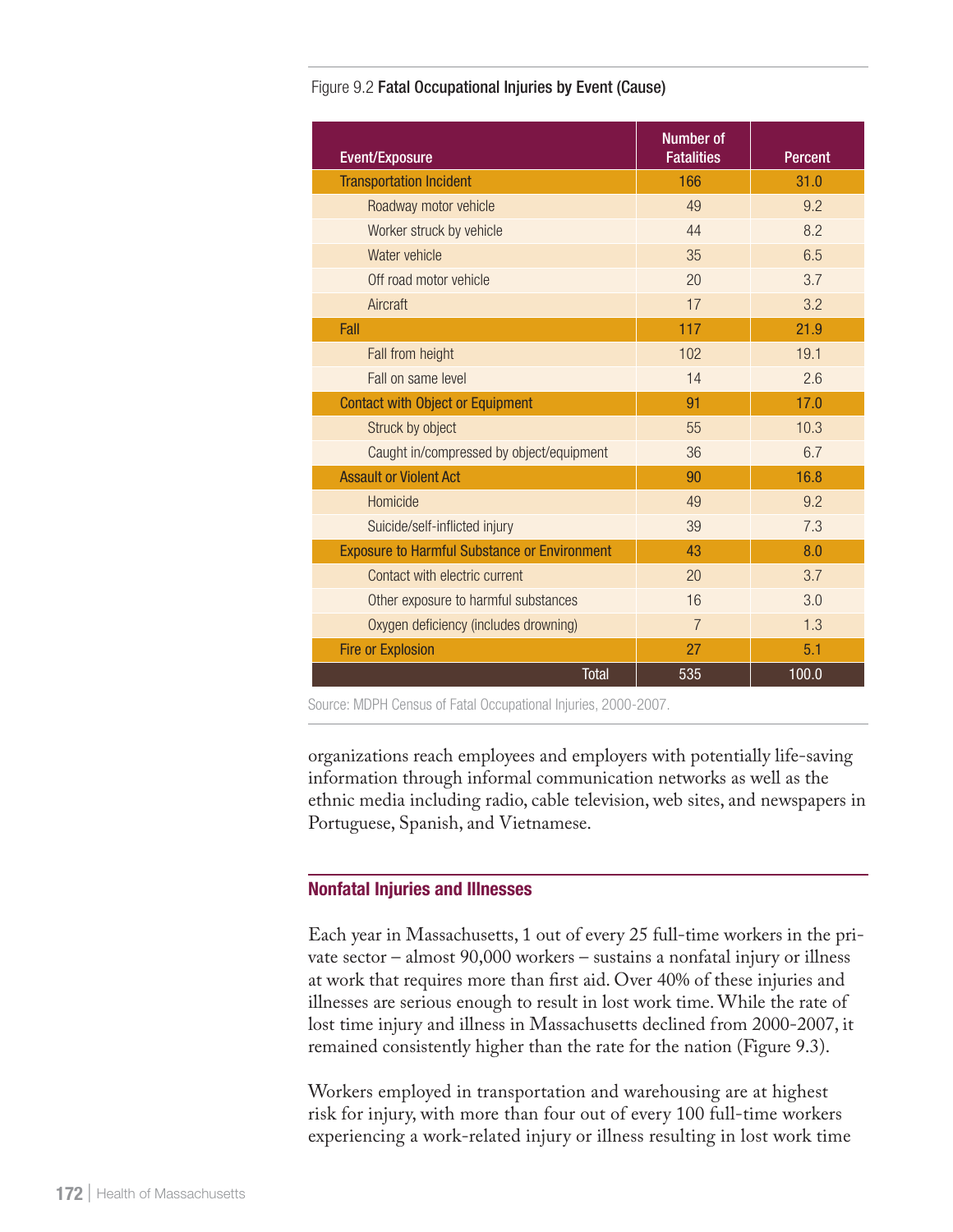Figure 9.2 **Fatal Occupational Injuries by Event (Cause)**

| Event/Exposure | Number of Fatalities | Percent |
|---|---|---|
| **Transportation Incident** | **166** | **31.0** |
| Roadway motor vehicle | 49 | 9.2 |
| Worker struck by vehicle | 44 | 8.2 |
| Water vehicle | 35 | 6.5 |
| Off road motor vehicle | 20 | 3.7 |
| Aircraft | 17 | 3.2 |
| **Fall** | **117** | **21.9** |
| Fall from height | 102 | 19.1 |
| Fall on same level | 14 | 2.6 |
| **Contact with Object or Equipment** | **91** | **17.0** |
| Struck by object | 55 | 10.3 |
| Caught in/compressed by object/equipment | 36 | 6.7 |
| **Assault or Violent Act** | **90** | **16.8** |
| Homicide | 49 | 9.2 |
| Suicide/self-inflicted injury | 39 | 7.3 |
| **Exposure to Harmful Substance or Environment** | **43** | **8.0** |
| Contact with electric current | 20 | 3.7 |
| Other exposure to harmful substances | 16 | 3.0 |
| Oxygen deficiency (includes drowning) | 7 | 1.3 |
| **Fire or Explosion** | **27** | **5.1** |
| **Total** | **535** | **100.0** |

Source: MDPH Census of Fatal Occupational Injuries, 2000-2007.

organizations reach employees and employers with potentially life-saving information through informal communication networks as well as the ethnic media including radio, cable television, web sites, and newspapers in Portuguese, Spanish, and Vietnamese.

## Nonfatal Injuries and Illnesses

Each year in Massachusetts, 1 out of every 25 full-time workers in the private sector – almost 90,000 workers – sustains a nonfatal injury or illness at work that requires more than first aid. Over 40% of these injuries and illnesses are serious enough to result in lost work time. While the rate of lost time injury and illness in Massachusetts declined from 2000-2007, it remained consistently higher than the rate for the nation (Figure 9.3).

Workers employed in transportation and warehousing are at highest risk for injury, with more than four out of every 100 full-time workers experiencing a work-related injury or illness resulting in lost work time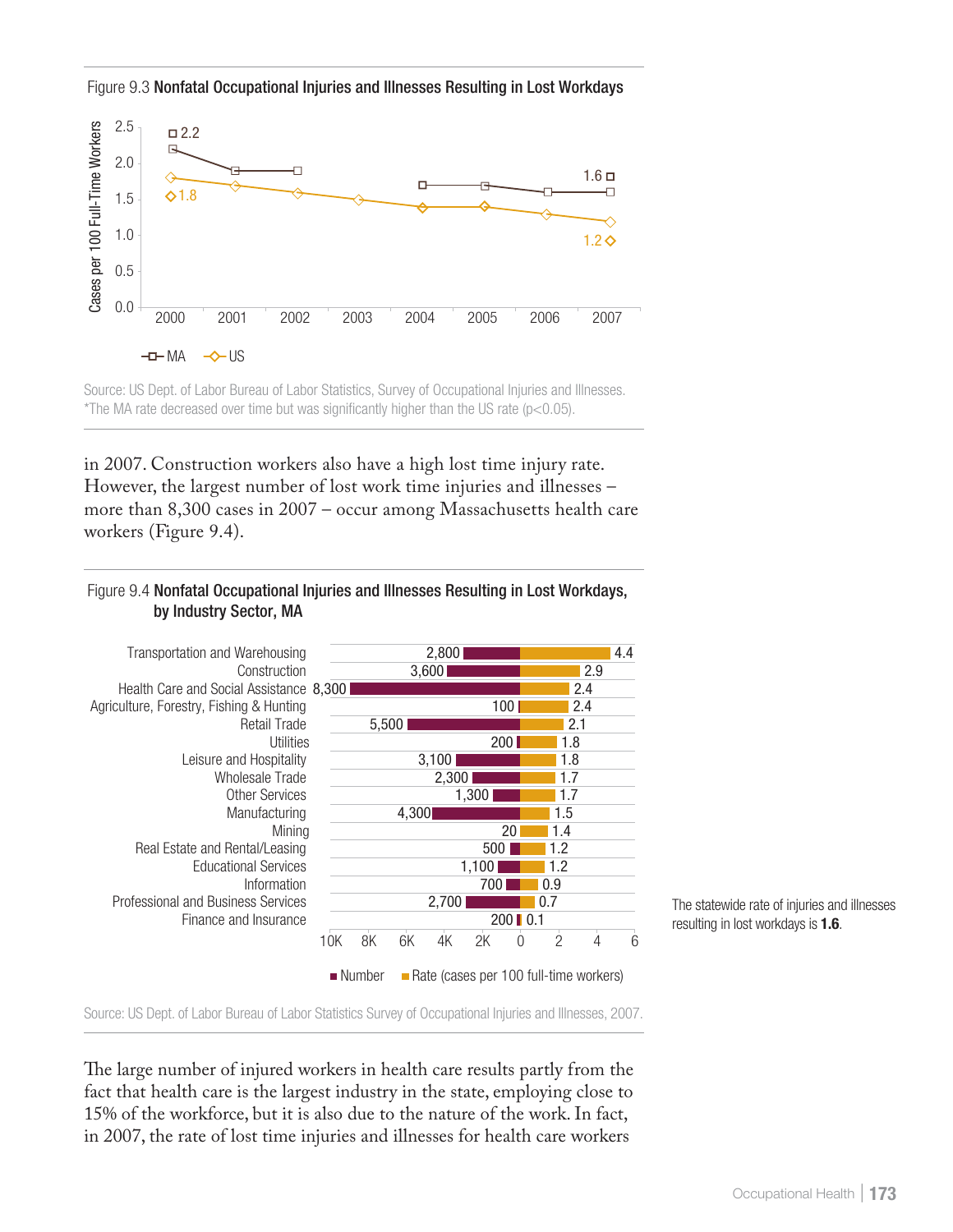Figure 9.3 **Nonfatal Occupational Injuries and Illnesses Resulting in Lost Workdays**

| Year | MA | US |
|---|---|---|
| 2000 | 2.2 | 1.8 |
| 2001 | 1.9 | 1.7 |
| 2002 | 1.9 | 1.6 |
| 2003 | | 1.5 |
| 2004 | 1.7 | 1.4 |
| 2005 | 1.7 | 1.4 |
| 2006 | 1.6 | 1.3 |
| 2007 | 1.6 | 1.2 |

Cases per 100 Full-Time Workers

Source: US Dept. of Labor Bureau of Labor Statistics, Survey of Occupational Injuries and Illnesses.
*The MA rate decreased over time but was significantly higher than the US rate ($p<0.05$).

in 2007. Construction workers also have a high lost time injury rate. However, the largest number of lost work time injuries and illnesses – more than 8,300 cases in 2007 – occur among Massachusetts health care workers (Figure 9.4).

Figure 9.4 **Nonfatal Occupational Injuries and Illnesses Resulting in Lost Workdays, by Industry Sector, MA**

| Industry Sector | Number | Rate (cases per 100 full-time workers) |
|---|---|---|
| Transportation and Warehousing | 2,800 | 4.4 |
| Construction | 3,600 | 2.9 |
| Health Care and Social Assistance | 8,300 | 2.4 |
| Agriculture, Forestry, Fishing & Hunting | 100 | 2.4 |
| Retail Trade | 5,500 | 2.1 |
| Utilities | 200 | 1.8 |
| Leisure and Hospitality | 3,100 | 1.8 |
| Wholesale Trade | 2,300 | 1.7 |
| Other Services | 1,300 | 1.7 |
| Manufacturing | 4,300 | 1.5 |
| Mining | 20 | 1.4 |
| Real Estate and Rental/Leasing | 500 | 1.2 |
| Educational Services | 1,100 | 1.2 |
| Information | 700 | 0.9 |
| Professional and Business Services | 2,700 | 0.7 |
| Finance and Insurance | 200 | 0.1 |

Source: US Dept. of Labor Bureau of Labor Statistics Survey of Occupational Injuries and Illnesses, 2007.

The statewide rate of injuries and illnesses resulting in lost workdays is **1.6**.

The large number of injured workers in health care results partly from the fact that health care is the largest industry in the state, employing close to 15% of the workforce, but it is also due to the nature of the work. In fact, in 2007, the rate of lost time injuries and illnesses for health care workers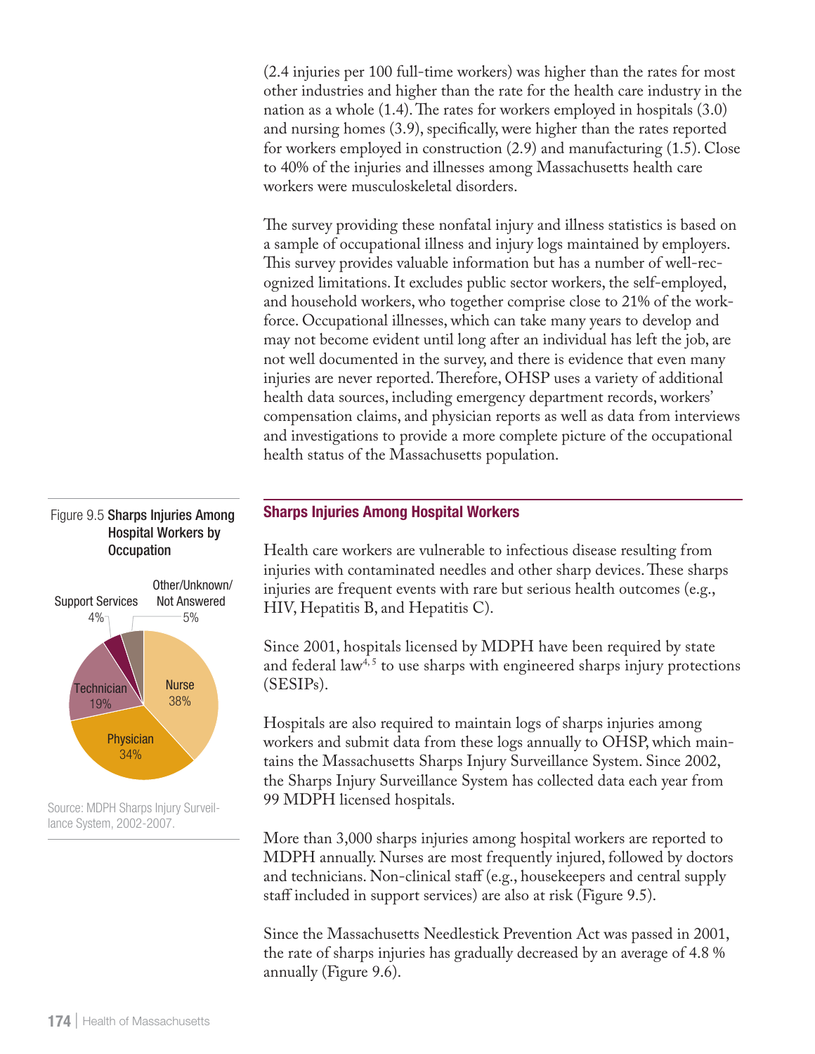(2.4 injuries per 100 full-time workers) was higher than the rates for most other industries and higher than the rate for the health care industry in the nation as a whole (1.4). The rates for workers employed in hospitals (3.0) and nursing homes (3.9), specifically, were higher than the rates reported for workers employed in construction (2.9) and manufacturing (1.5). Close to 40% of the injuries and illnesses among Massachusetts health care workers were musculoskeletal disorders.

The survey providing these nonfatal injury and illness statistics is based on a sample of occupational illness and injury logs maintained by employers. This survey provides valuable information but has a number of well-recognized limitations. It excludes public sector workers, the self-employed, and household workers, who together comprise close to 21% of the workforce. Occupational illnesses, which can take many years to develop and may not become evident until long after an individual has left the job, are not well documented in the survey, and there is evidence that even many injuries are never reported. Therefore, OHSP uses a variety of additional health data sources, including emergency department records, workers' compensation claims, and physician reports as well as data from interviews and investigations to provide a more complete picture of the occupational health status of the Massachusetts population.

## Sharps Injuries Among Hospital Workers

Health care workers are vulnerable to infectious disease resulting from injuries with contaminated needles and other sharp devices. These sharps injuries are frequent events with rare but serious health outcomes (e.g., HIV, Hepatitis B, and Hepatitis C).

Since 2001, hospitals licensed by MDPH have been required by state and federal law[4, 5] to use sharps with engineered sharps injury protections (SESIPs).

Hospitals are also required to maintain logs of sharps injuries among workers and submit data from these logs annually to OHSP, which maintains the Massachusetts Sharps Injury Surveillance System. Since 2002, the Sharps Injury Surveillance System has collected data each year from 99 MDPH licensed hospitals.

More than 3,000 sharps injuries among hospital workers are reported to MDPH annually. Nurses are most frequently injured, followed by doctors and technicians. Non-clinical staff (e.g., housekeepers and central supply staff included in support services) are also at risk (Figure 9.5).

Since the Massachusetts Needlestick Prevention Act was passed in 2001, the rate of sharps injuries has gradually decreased by an average of 4.8 % annually (Figure 9.6).

Figure 9.5 **Sharps Injuries Among Hospital Workers by Occupation**

| Occupation | Percent |
|---|---|
| Nurse | 38% |
| Physician | 34% |
| Technician | 19% |
| Support Services | 4% |
| Other/Unknown/Not Answered | 5% |

Source: MDPH Sharps Injury Surveillance System, 2002-2007.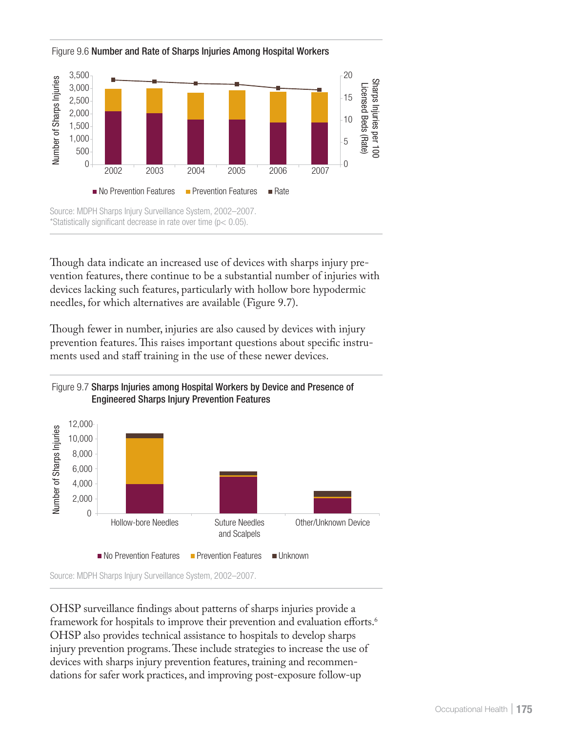Figure 9.6 **Number and Rate of Sharps Injuries Among Hospital Workers**

Source: MDPH Sharps Injury Surveillance System, 2002–2007.
*Statistically significant decrease in rate over time ($p< 0.05$).

Though data indicate an increased use of devices with sharps injury prevention features, there continue to be a substantial number of injuries with devices lacking such features, particularly with hollow bore hypodermic needles, for which alternatives are available (Figure 9.7).

Though fewer in number, injuries are also caused by devices with injury prevention features. This raises important questions about specific instruments used and staff training in the use of these newer devices.

Figure 9.7 **Sharps Injuries among Hospital Workers by Device and Presence of Engineered Sharps Injury Prevention Features**

Source: MDPH Sharps Injury Surveillance System, 2002–2007.

OHSP surveillance findings about patterns of sharps injuries provide a framework for hospitals to improve their prevention and evaluation efforts.[6] OHSP also provides technical assistance to hospitals to develop sharps injury prevention programs. These include strategies to increase the use of devices with sharps injury prevention features, training and recommendations for safer work practices, and improving post-exposure follow-up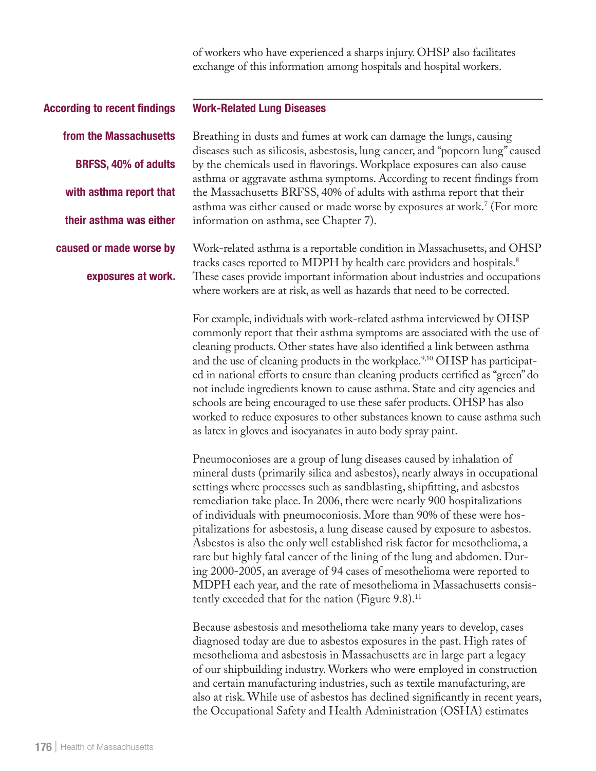of workers who have experienced a sharps injury. OHSP also facilitates exchange of this information among hospitals and hospital workers.

**According to recent findings from the Massachusetts BRFSS, 40% of adults with asthma report that their asthma was either caused or made worse by exposures at work.**

## Work-Related Lung Diseases

Breathing in dusts and fumes at work can damage the lungs, causing diseases such as silicosis, asbestosis, lung cancer, and "popcorn lung" caused by the chemicals used in flavorings. Workplace exposures can also cause asthma or aggravate asthma symptoms. According to recent findings from the Massachusetts BRFSS, 40% of adults with asthma report that their asthma was either caused or made worse by exposures at work.[7] (For more information on asthma, see Chapter 7).

Work-related asthma is a reportable condition in Massachusetts, and OHSP tracks cases reported to MDPH by health care providers and hospitals.[8] These cases provide important information about industries and occupations where workers are at risk, as well as hazards that need to be corrected.

For example, individuals with work-related asthma interviewed by OHSP commonly report that their asthma symptoms are associated with the use of cleaning products. Other states have also identified a link between asthma and the use of cleaning products in the workplace.[9,10] OHSP has participated in national efforts to ensure than cleaning products certified as "green" do not include ingredients known to cause asthma. State and city agencies and schools are being encouraged to use these safer products. OHSP has also worked to reduce exposures to other substances known to cause asthma such as latex in gloves and isocyanates in auto body spray paint.

Pneumoconioses are a group of lung diseases caused by inhalation of mineral dusts (primarily silica and asbestos), nearly always in occupational settings where processes such as sandblasting, shipfitting, and asbestos remediation take place. In 2006, there were nearly 900 hospitalizations of individuals with pneumoconiosis. More than 90% of these were hospitalizations for asbestosis, a lung disease caused by exposure to asbestos. Asbestos is also the only well established risk factor for mesothelioma, a rare but highly fatal cancer of the lining of the lung and abdomen. During 2000-2005, an average of 94 cases of mesothelioma were reported to MDPH each year, and the rate of mesothelioma in Massachusetts consistently exceeded that for the nation (Figure 9.8).[11]

Because asbestosis and mesothelioma take many years to develop, cases diagnosed today are due to asbestos exposures in the past. High rates of mesothelioma and asbestosis in Massachusetts are in large part a legacy of our shipbuilding industry. Workers who were employed in construction and certain manufacturing industries, such as textile manufacturing, are also at risk. While use of asbestos has declined significantly in recent years, the Occupational Safety and Health Administration (OSHA) estimates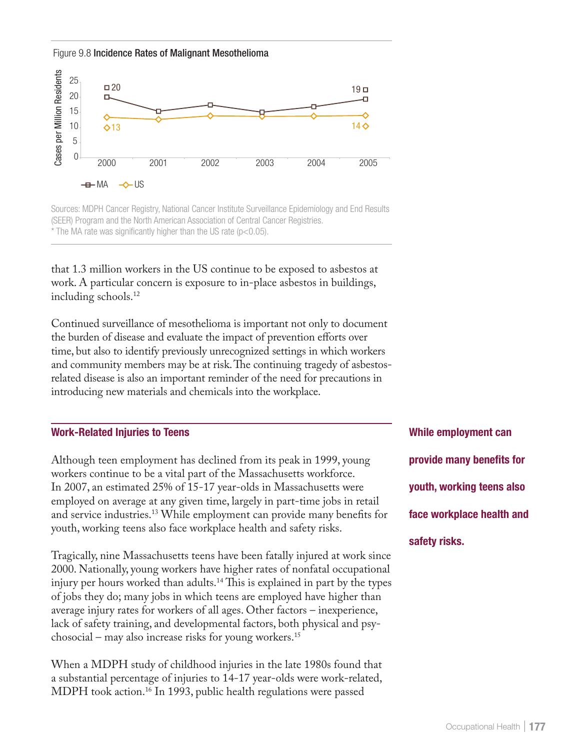Figure 9.8 **Incidence Rates of Malignant Mesothelioma**

Sources: MDPH Cancer Registry, National Cancer Institute Surveillance Epidemiology and End Results (SEER) Program and the North American Association of Central Cancer Registries.
* The MA rate was significantly higher than the US rate ($p<0.05$).

that 1.3 million workers in the US continue to be exposed to asbestos at work. A particular concern is exposure to in-place asbestos in buildings, including schools.[12]

Continued surveillance of mesothelioma is important not only to document the burden of disease and evaluate the impact of prevention efforts over time, but also to identify previously unrecognized settings in which workers and community members may be at risk. The continuing tragedy of asbestos-related disease is also an important reminder of the need for precautions in introducing new materials and chemicals into the workplace.

## Work-Related Injuries to Teens

Although teen employment has declined from its peak in 1999, young workers continue to be a vital part of the Massachusetts workforce. In 2007, an estimated 25% of 15-17 year-olds in Massachusetts were employed on average at any given time, largely in part-time jobs in retail and service industries.[13] While employment can provide many benefits for youth, working teens also face workplace health and safety risks.

**While employment can provide many benefits for youth, working teens also face workplace health and safety risks.**

Tragically, nine Massachusetts teens have been fatally injured at work since 2000. Nationally, young workers have higher rates of nonfatal occupational injury per hours worked than adults.[14] This is explained in part by the types of jobs they do; many jobs in which teens are employed have higher than average injury rates for workers of all ages. Other factors – inexperience, lack of safety training, and developmental factors, both physical and psychosocial – may also increase risks for young workers.[15]

When a MDPH study of childhood injuries in the late 1980s found that a substantial percentage of injuries to 14-17 year-olds were work-related, MDPH took action.[16] In 1993, public health regulations were passed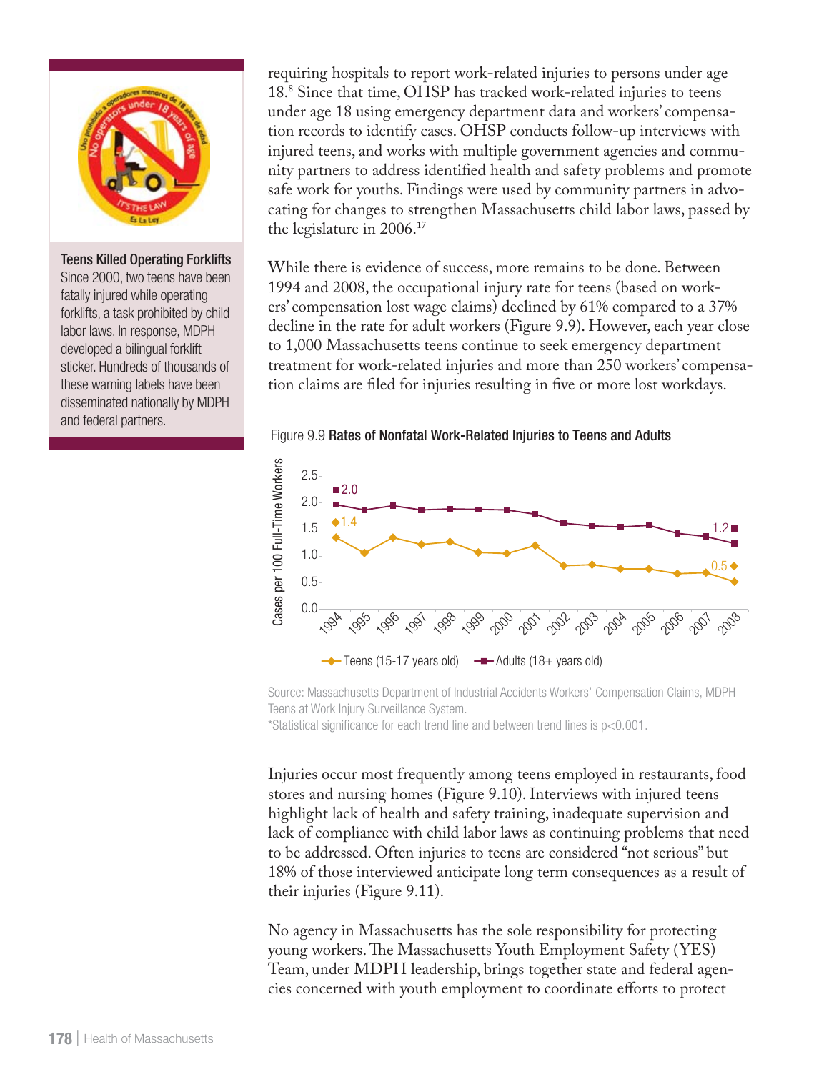requiring hospitals to report work-related injuries to persons under age 18.[8] Since that time, OHSP has tracked work-related injuries to teens under age 18 using emergency department data and workers' compensation records to identify cases. OHSP conducts follow-up interviews with injured teens, and works with multiple government agencies and community partners to address identified health and safety problems and promote safe work for youths. Findings were used by community partners in advocating for changes to strengthen Massachusetts child labor laws, passed by the legislature in 2006.[17]

While there is evidence of success, more remains to be done. Between 1994 and 2008, the occupational injury rate for teens (based on workers' compensation lost wage claims) declined by 61% compared to a 37% decline in the rate for adult workers (Figure 9.9). However, each year close to 1,000 Massachusetts teens continue to seek emergency department treatment for work-related injuries and more than 250 workers' compensation claims are filed for injuries resulting in five or more lost workdays.

**Teens Killed Operating Forklifts**
Since 2000, two teens have been fatally injured while operating forklifts, a task prohibited by child labor laws. In response, MDPH developed a bilingual forklift sticker. Hundreds of thousands of these warning labels have been disseminated nationally by MDPH and federal partners.

Figure 9.9 **Rates of Nonfatal Work-Related Injuries to Teens and Adults**

Source: Massachusetts Department of Industrial Accidents Workers' Compensation Claims, MDPH Teens at Work Injury Surveillance System.
*Statistical significance for each trend line and between trend lines is $p<0.001$.

Injuries occur most frequently among teens employed in restaurants, food stores and nursing homes (Figure 9.10). Interviews with injured teens highlight lack of health and safety training, inadequate supervision and lack of compliance with child labor laws as continuing problems that need to be addressed. Often injuries to teens are considered "not serious" but 18% of those interviewed anticipate long term consequences as a result of their injuries (Figure 9.11).

No agency in Massachusetts has the sole responsibility for protecting young workers. The Massachusetts Youth Employment Safety (YES) Team, under MDPH leadership, brings together state and federal agencies concerned with youth employment to coordinate efforts to protect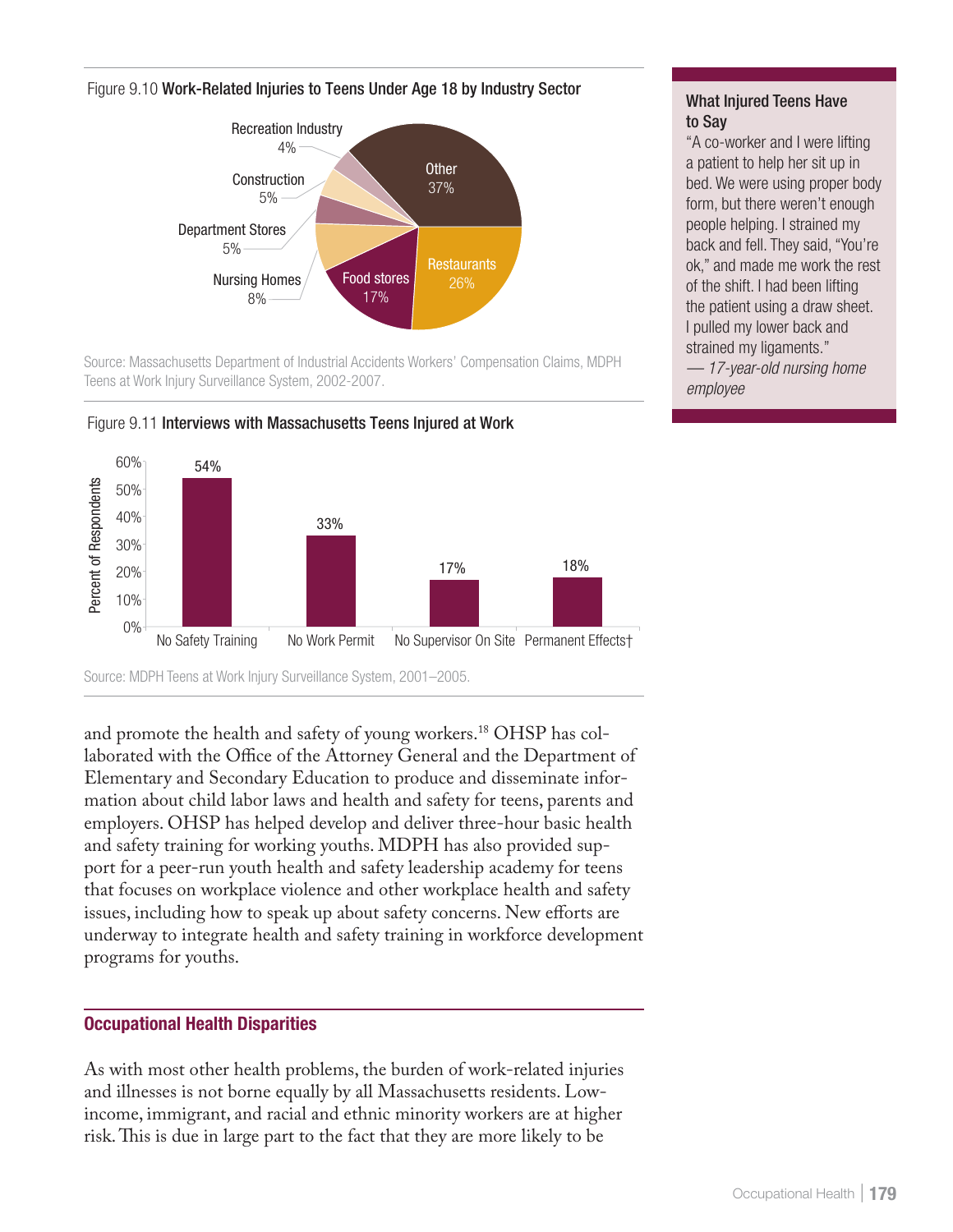Figure 9.10 **Work-Related Injuries to Teens Under Age 18 by Industry Sector**

| Industry Sector | Percent |
| --- | --- |
| Other | 37% |
| Restaurants | 26% |
| Food stores | 17% |
| Nursing Homes | 8% |
| Department Stores | 5% |
| Construction | 5% |
| Recreation Industry | 4% |

Source: Massachusetts Department of Industrial Accidents Workers' Compensation Claims, MDPH Teens at Work Injury Surveillance System, 2002-2007.

Figure 9.11 **Interviews with Massachusetts Teens Injured at Work**

| | Percent of Respondents |
| --- | --- |
| No Safety Training | 54% |
| No Work Permit | 33% |
| No Supervisor On Site | 17% |
| Permanent Effects† | 18% |

Source: MDPH Teens at Work Injury Surveillance System, 2001–2005.

**What Injured Teens Have to Say**

"A co-worker and I were lifting a patient to help her sit up in bed. We were using proper body form, but there weren't enough people helping. I strained my back and fell. They said, "You're ok," and made me work the rest of the shift. I had been lifting the patient using a draw sheet. I pulled my lower back and strained my ligaments."
— *17-year-old nursing home employee*

and promote the health and safety of young workers.[18] OHSP has collaborated with the Office of the Attorney General and the Department of Elementary and Secondary Education to produce and disseminate information about child labor laws and health and safety for teens, parents and employers. OHSP has helped develop and deliver three-hour basic health and safety training for working youths. MDPH has also provided support for a peer-run youth health and safety leadership academy for teens that focuses on workplace violence and other workplace health and safety issues, including how to speak up about safety concerns. New efforts are underway to integrate health and safety training in workforce development programs for youths.

## Occupational Health Disparities

As with most other health problems, the burden of work-related injuries and illnesses is not borne equally by all Massachusetts residents. Low-income, immigrant, and racial and ethnic minority workers are at higher risk. This is due in large part to the fact that they are more likely to be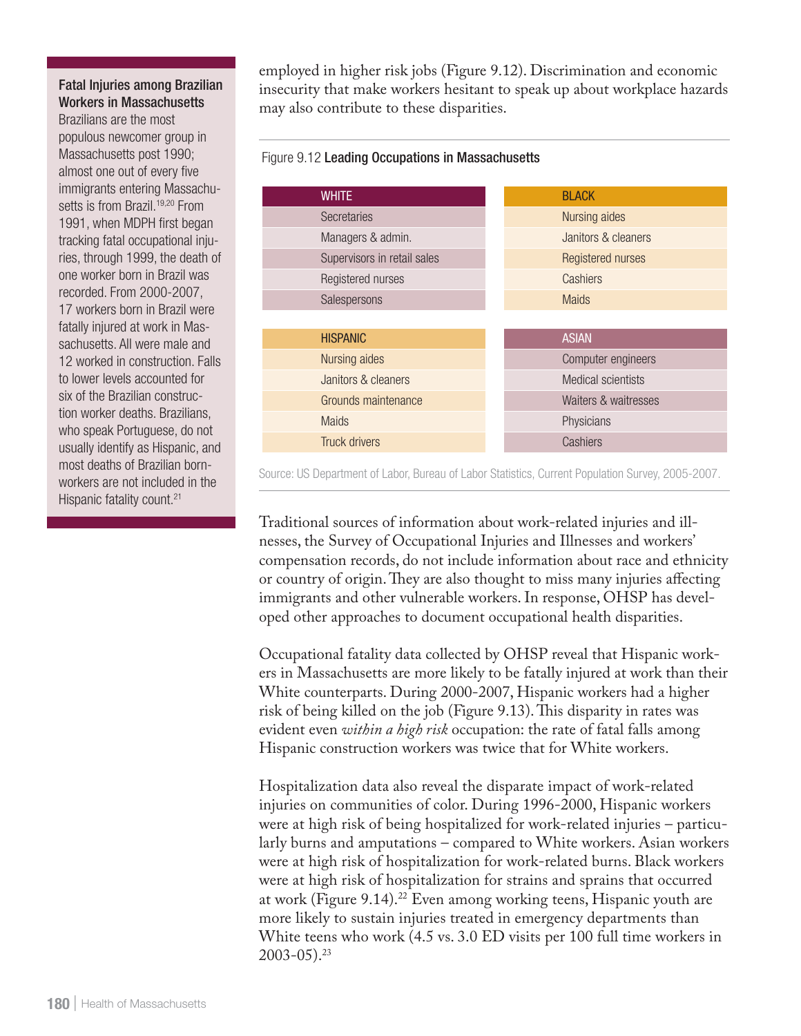employed in higher risk jobs (Figure 9.12). Discrimination and economic insecurity that make workers hesitant to speak up about workplace hazards may also contribute to these disparities.

Figure 9.12 **Leading Occupations in Massachusetts**

| WHITE | BLACK |
|---|---|
| Secretaries | Nursing aides |
| Managers & admin. | Janitors & cleaners |
| Supervisors in retail sales | Registered nurses |
| Registered nurses | Cashiers |
| Salespersons | Maids |

| HISPANIC | ASIAN |
|---|---|
| Nursing aides | Computer engineers |
| Janitors & cleaners | Medical scientists |
| Grounds maintenance | Waiters & waitresses |
| Maids | Physicians |
| Truck drivers | Cashiers |

Source: US Department of Labor, Bureau of Labor Statistics, Current Population Survey, 2005-2007.

Traditional sources of information about work-related injuries and illnesses, the Survey of Occupational Injuries and Illnesses and workers' compensation records, do not include information about race and ethnicity or country of origin. They are also thought to miss many injuries affecting immigrants and other vulnerable workers. In response, OHSP has developed other approaches to document occupational health disparities.

Occupational fatality data collected by OHSP reveal that Hispanic workers in Massachusetts are more likely to be fatally injured at work than their White counterparts. During 2000-2007, Hispanic workers had a higher risk of being killed on the job (Figure 9.13). This disparity in rates was evident even *within a high risk* occupation: the rate of fatal falls among Hispanic construction workers was twice that for White workers.

Hospitalization data also reveal the disparate impact of work-related injuries on communities of color. During 1996-2000, Hispanic workers were at high risk of being hospitalized for work-related injuries – particularly burns and amputations – compared to White workers. Asian workers were at high risk of hospitalization for work-related burns. Black workers were at high risk of hospitalization for strains and sprains that occurred at work (Figure 9.14).[22] Even among working teens, Hispanic youth are more likely to sustain injuries treated in emergency departments than White teens who work (4.5 vs. 3.0 ED visits per 100 full time workers in 2003-05).[23]

**Fatal Injuries among Brazilian Workers in Massachusetts**

Brazilians are the most populous newcomer group in Massachusetts post 1990; almost one out of every five immigrants entering Massachusetts is from Brazil.[19,20] From 1991, when MDPH first began tracking fatal occupational injuries, through 1999, the death of one worker born in Brazil was recorded. From 2000-2007, 17 workers born in Brazil were fatally injured at work in Massachusetts. All were male and 12 worked in construction. Falls to lower levels accounted for six of the Brazilian construction worker deaths. Brazilians, who speak Portuguese, do not usually identify as Hispanic, and most deaths of Brazilian born-workers are not included in the Hispanic fatality count.[21]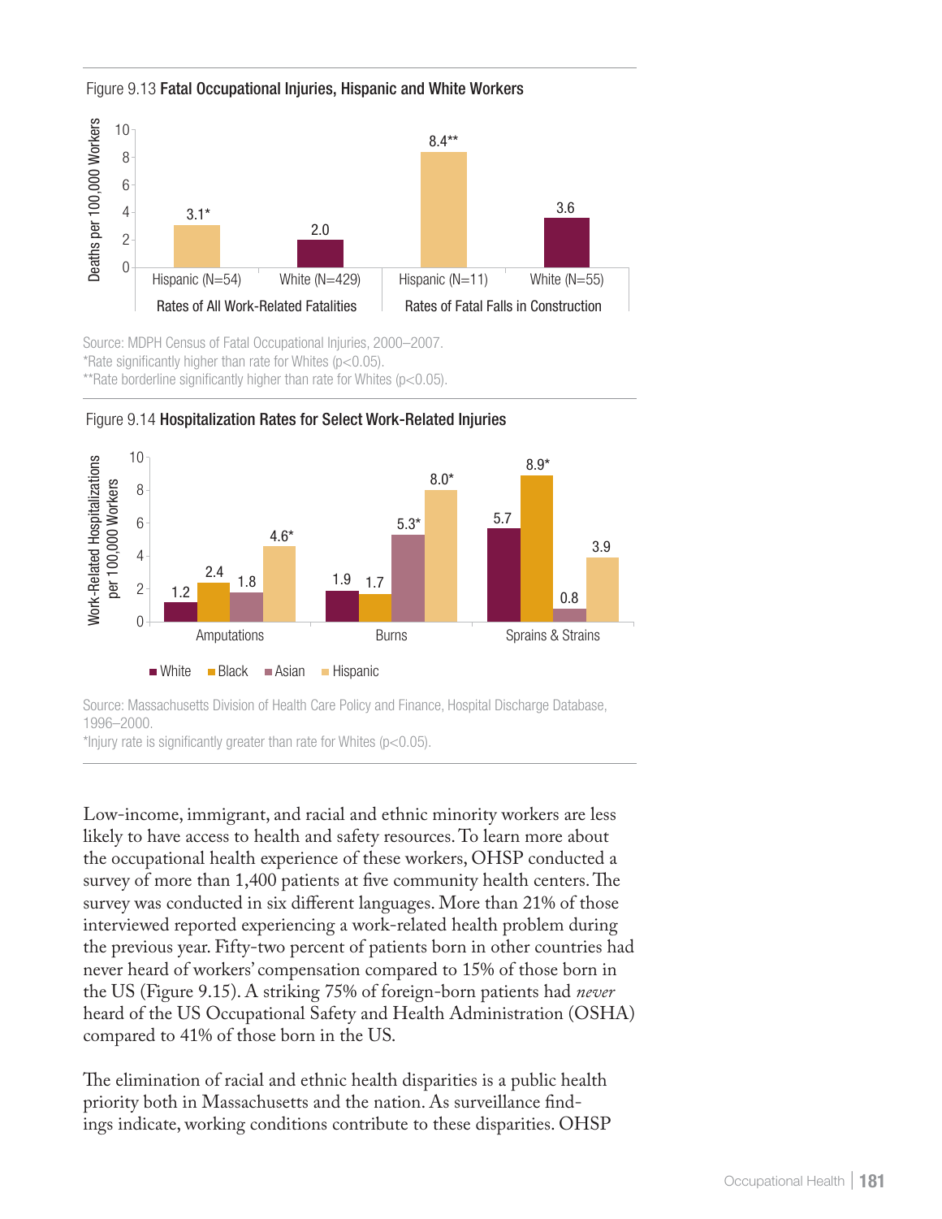Figure 9.13 **Fatal Occupational Injuries, Hispanic and White Workers**

| | Rates of All Work-Related Fatalities | | Rates of Fatal Falls in Construction | |
|---|---|---|---|---|
| | Hispanic (N=54) | White (N=429) | Hispanic (N=11) | White (N=55) |
| Deaths per 100,000 Workers | 3.1* | 2.0 | 8.4** | 3.6 |

Source: MDPH Census of Fatal Occupational Injuries, 2000–2007.
*Rate significantly higher than rate for Whites (p<0.05).
**Rate borderline significantly higher than rate for Whites (p<0.05).

Figure 9.14 **Hospitalization Rates for Select Work-Related Injuries**

| Work-Related Hospitalizations per 100,000 Workers | White | Black | Asian | Hispanic |
|---|---|---|---|---|
| Amputations | 1.2 | 2.4 | 1.8 | 4.6* |
| Burns | 1.9 | 1.7 | 5.3* | 8.0* |
| Sprains & Strains | 5.7 | 8.9* | 0.8 | 3.9 |

Source: Massachusetts Division of Health Care Policy and Finance, Hospital Discharge Database, 1996–2000.
*Injury rate is significantly greater than rate for Whites (p<0.05).

Low-income, immigrant, and racial and ethnic minority workers are less likely to have access to health and safety resources. To learn more about the occupational health experience of these workers, OHSP conducted a survey of more than 1,400 patients at five community health centers. The survey was conducted in six different languages. More than 21% of those interviewed reported experiencing a work-related health problem during the previous year. Fifty-two percent of patients born in other countries had never heard of workers' compensation compared to 15% of those born in the US (Figure 9.15). A striking 75% of foreign-born patients had *never* heard of the US Occupational Safety and Health Administration (OSHA) compared to 41% of those born in the US.

The elimination of racial and ethnic health disparities is a public health priority both in Massachusetts and the nation. As surveillance findings indicate, working conditions contribute to these disparities. OHSP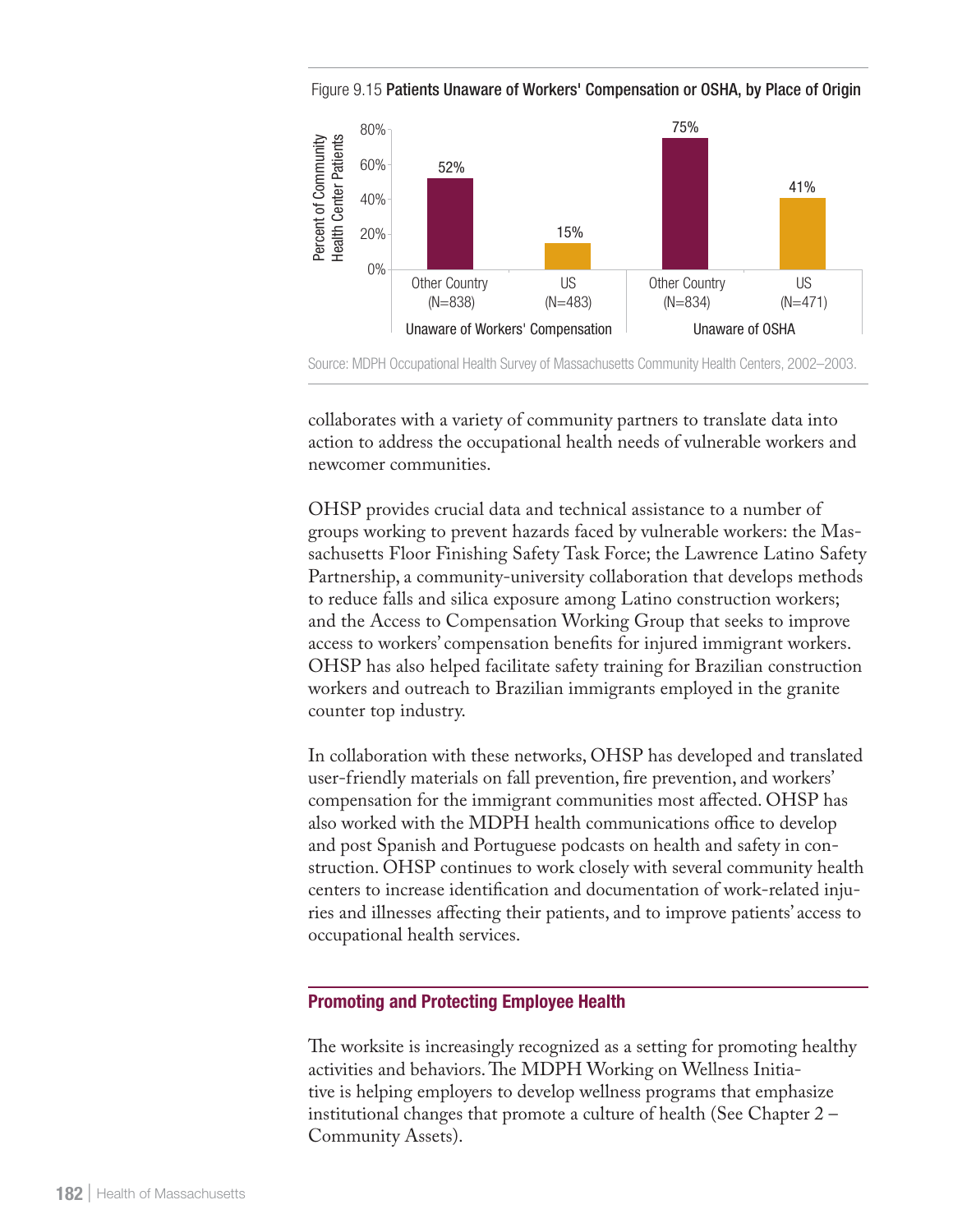Figure 9.15 **Patients Unaware of Workers' Compensation or OSHA, by Place of Origin**

| | Unaware of Workers' Compensation | | Unaware of OSHA | |
|---|---|---|---|---|
| | Other Country (N=838) | US (N=483) | Other Country (N=834) | US (N=471) |
| Percent of Community Health Center Patients | 52% | 15% | 75% | 41% |

Source: MDPH Occupational Health Survey of Massachusetts Community Health Centers, 2002–2003.

collaborates with a variety of community partners to translate data into action to address the occupational health needs of vulnerable workers and newcomer communities.

OHSP provides crucial data and technical assistance to a number of groups working to prevent hazards faced by vulnerable workers: the Massachusetts Floor Finishing Safety Task Force; the Lawrence Latino Safety Partnership, a community-university collaboration that develops methods to reduce falls and silica exposure among Latino construction workers; and the Access to Compensation Working Group that seeks to improve access to workers' compensation benefits for injured immigrant workers. OHSP has also helped facilitate safety training for Brazilian construction workers and outreach to Brazilian immigrants employed in the granite counter top industry.

In collaboration with these networks, OHSP has developed and translated user-friendly materials on fall prevention, fire prevention, and workers' compensation for the immigrant communities most affected. OHSP has also worked with the MDPH health communications office to develop and post Spanish and Portuguese podcasts on health and safety in construction. OHSP continues to work closely with several community health centers to increase identification and documentation of work-related injuries and illnesses affecting their patients, and to improve patients' access to occupational health services.

## Promoting and Protecting Employee Health

The worksite is increasingly recognized as a setting for promoting healthy activities and behaviors. The MDPH Working on Wellness Initiative is helping employers to develop wellness programs that emphasize institutional changes that promote a culture of health (See Chapter 2 – Community Assets).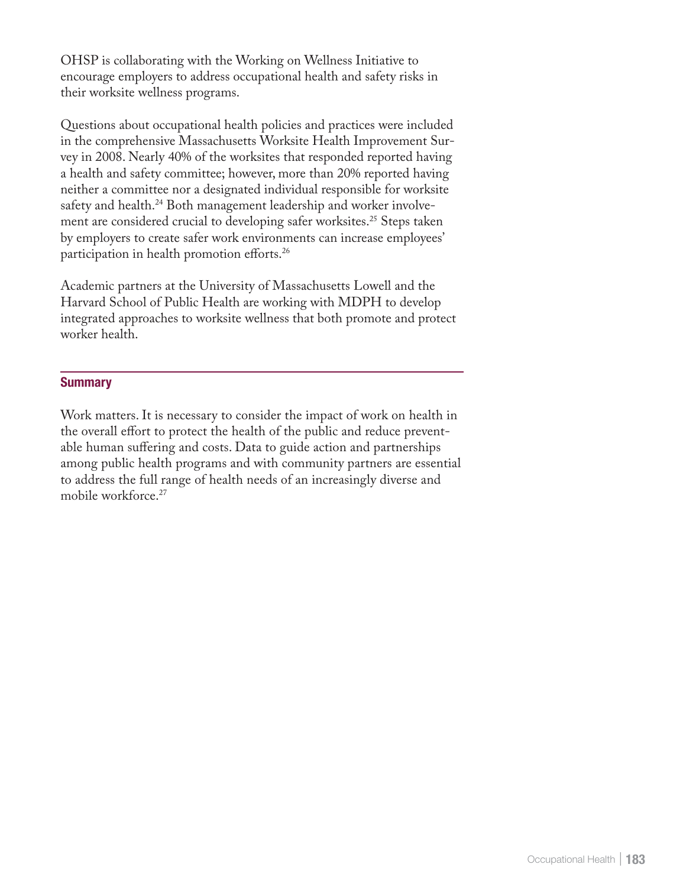OHSP is collaborating with the Working on Wellness Initiative to encourage employers to address occupational health and safety risks in their worksite wellness programs.

Questions about occupational health policies and practices were included in the comprehensive Massachusetts Worksite Health Improvement Survey in 2008. Nearly 40% of the worksites that responded reported having a health and safety committee; however, more than 20% reported having neither a committee nor a designated individual responsible for worksite safety and health.[24] Both management leadership and worker involvement are considered crucial to developing safer worksites.[25] Steps taken by employers to create safer work environments can increase employees' participation in health promotion efforts.[26]

Academic partners at the University of Massachusetts Lowell and the Harvard School of Public Health are working with MDPH to develop integrated approaches to worksite wellness that both promote and protect worker health.

## Summary

Work matters. It is necessary to consider the impact of work on health in the overall effort to protect the health of the public and reduce preventable human suffering and costs. Data to guide action and partnerships among public health programs and with community partners are essential to address the full range of health needs of an increasingly diverse and mobile workforce.[27]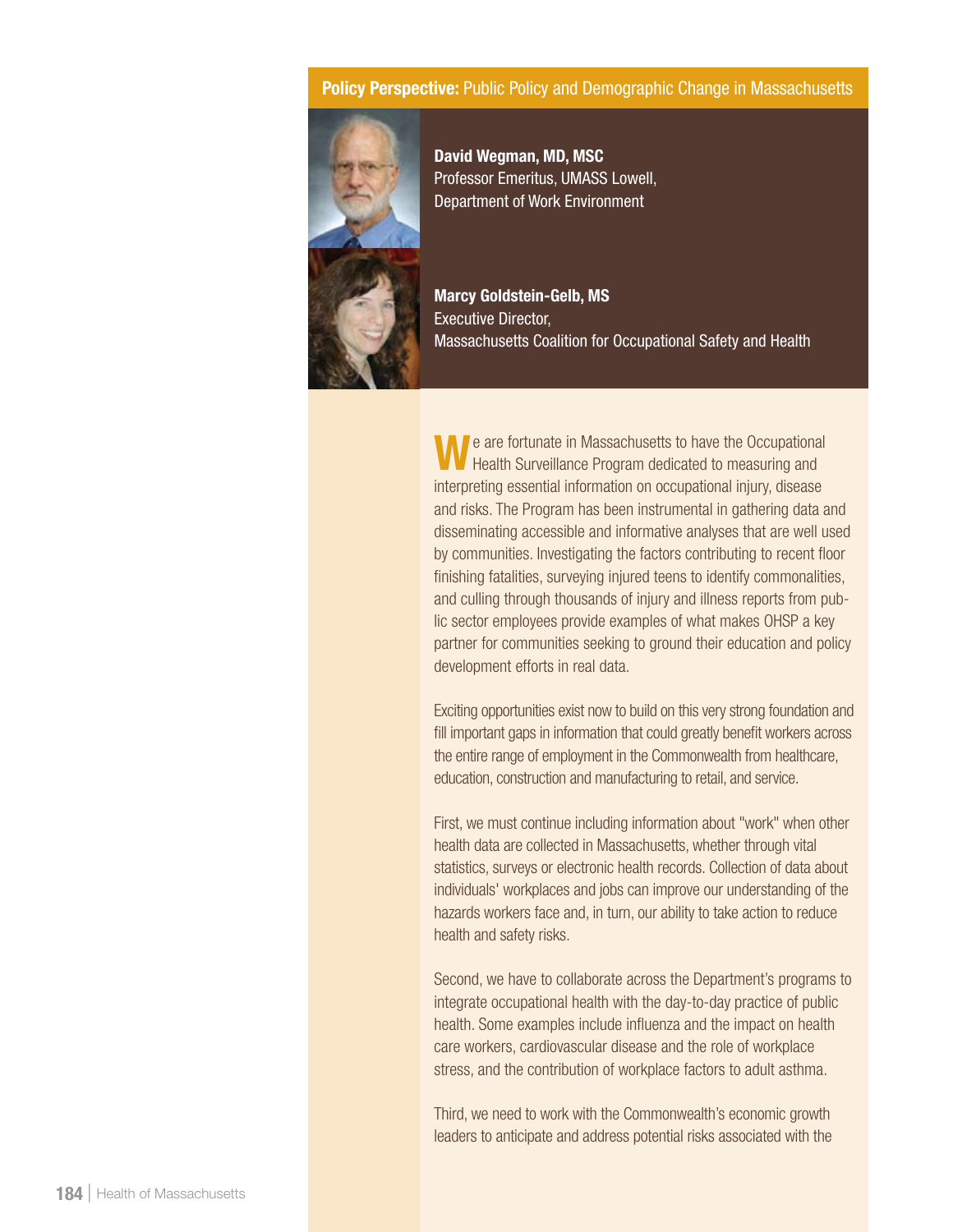**Policy Perspective:** Public Policy and Demographic Change in Massachusetts

**David Wegman, MD, MSC**
Professor Emeritus, UMASS Lowell,
Department of Work Environment

**Marcy Goldstein-Gelb, MS**
Executive Director,
Massachusetts Coalition for Occupational Safety and Health

We are fortunate in Massachusetts to have the Occupational Health Surveillance Program dedicated to measuring and interpreting essential information on occupational injury, disease and risks. The Program has been instrumental in gathering data and disseminating accessible and informative analyses that are well used by communities. Investigating the factors contributing to recent floor finishing fatalities, surveying injured teens to identify commonalities, and culling through thousands of injury and illness reports from public sector employees provide examples of what makes OHSP a key partner for communities seeking to ground their education and policy development efforts in real data.

Exciting opportunities exist now to build on this very strong foundation and fill important gaps in information that could greatly benefit workers across the entire range of employment in the Commonwealth from healthcare, education, construction and manufacturing to retail, and service.

First, we must continue including information about "work" when other health data are collected in Massachusetts, whether through vital statistics, surveys or electronic health records. Collection of data about individuals' workplaces and jobs can improve our understanding of the hazards workers face and, in turn, our ability to take action to reduce health and safety risks.

Second, we have to collaborate across the Department's programs to integrate occupational health with the day-to-day practice of public health. Some examples include influenza and the impact on health care workers, cardiovascular disease and the role of workplace stress, and the contribution of workplace factors to adult asthma.

Third, we need to work with the Commonwealth's economic growth leaders to anticipate and address potential risks associated with the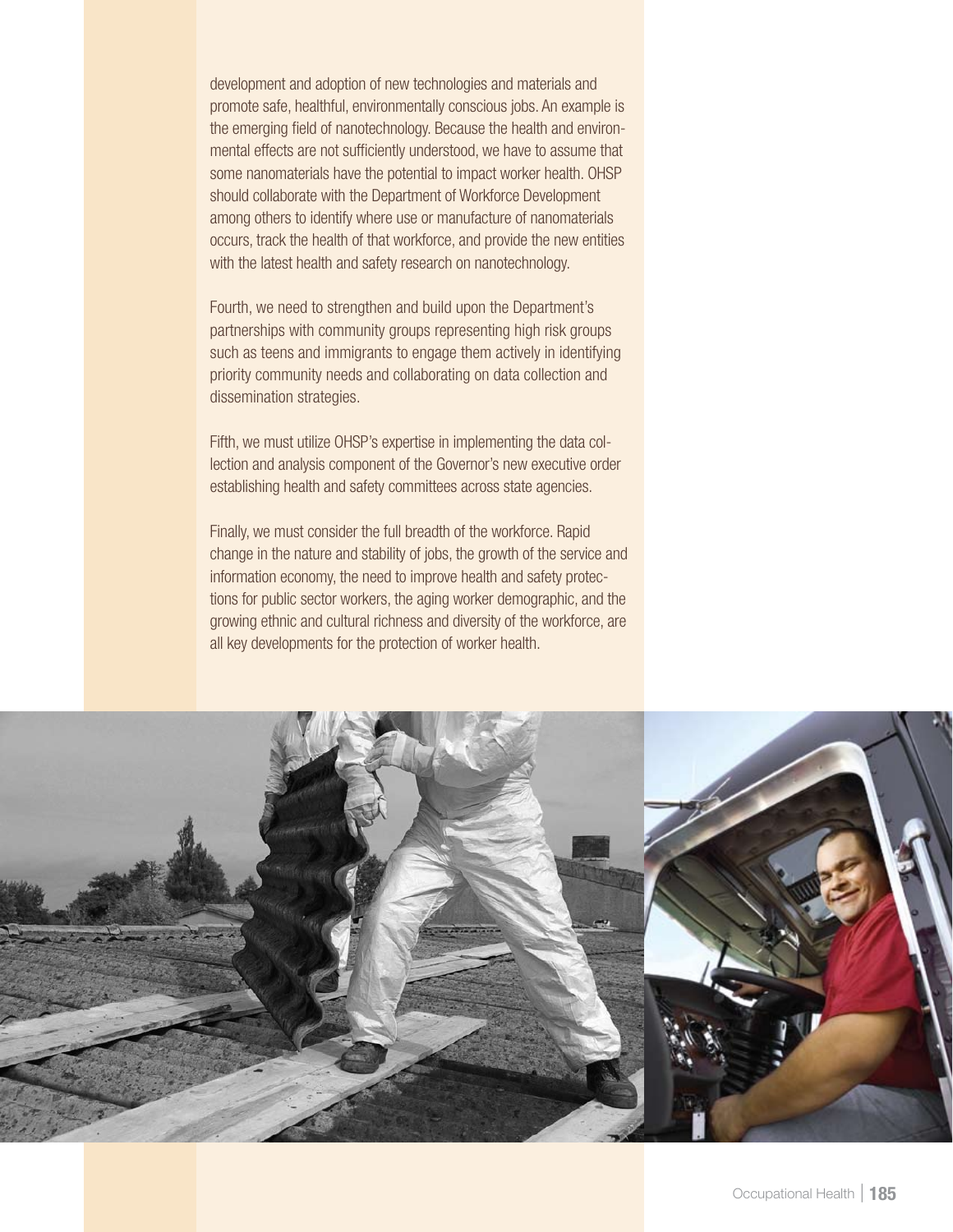development and adoption of new technologies and materials and promote safe, healthful, environmentally conscious jobs. An example is the emerging field of nanotechnology. Because the health and environmental effects are not sufficiently understood, we have to assume that some nanomaterials have the potential to impact worker health. OHSP should collaborate with the Department of Workforce Development among others to identify where use or manufacture of nanomaterials occurs, track the health of that workforce, and provide the new entities with the latest health and safety research on nanotechnology.

Fourth, we need to strengthen and build upon the Department's partnerships with community groups representing high risk groups such as teens and immigrants to engage them actively in identifying priority community needs and collaborating on data collection and dissemination strategies.

Fifth, we must utilize OHSP's expertise in implementing the data collection and analysis component of the Governor's new executive order establishing health and safety committees across state agencies.

Finally, we must consider the full breadth of the workforce. Rapid change in the nature and stability of jobs, the growth of the service and information economy, the need to improve health and safety protections for public sector workers, the aging worker demographic, and the growing ethnic and cultural richness and diversity of the workforce, are all key developments for the protection of worker health.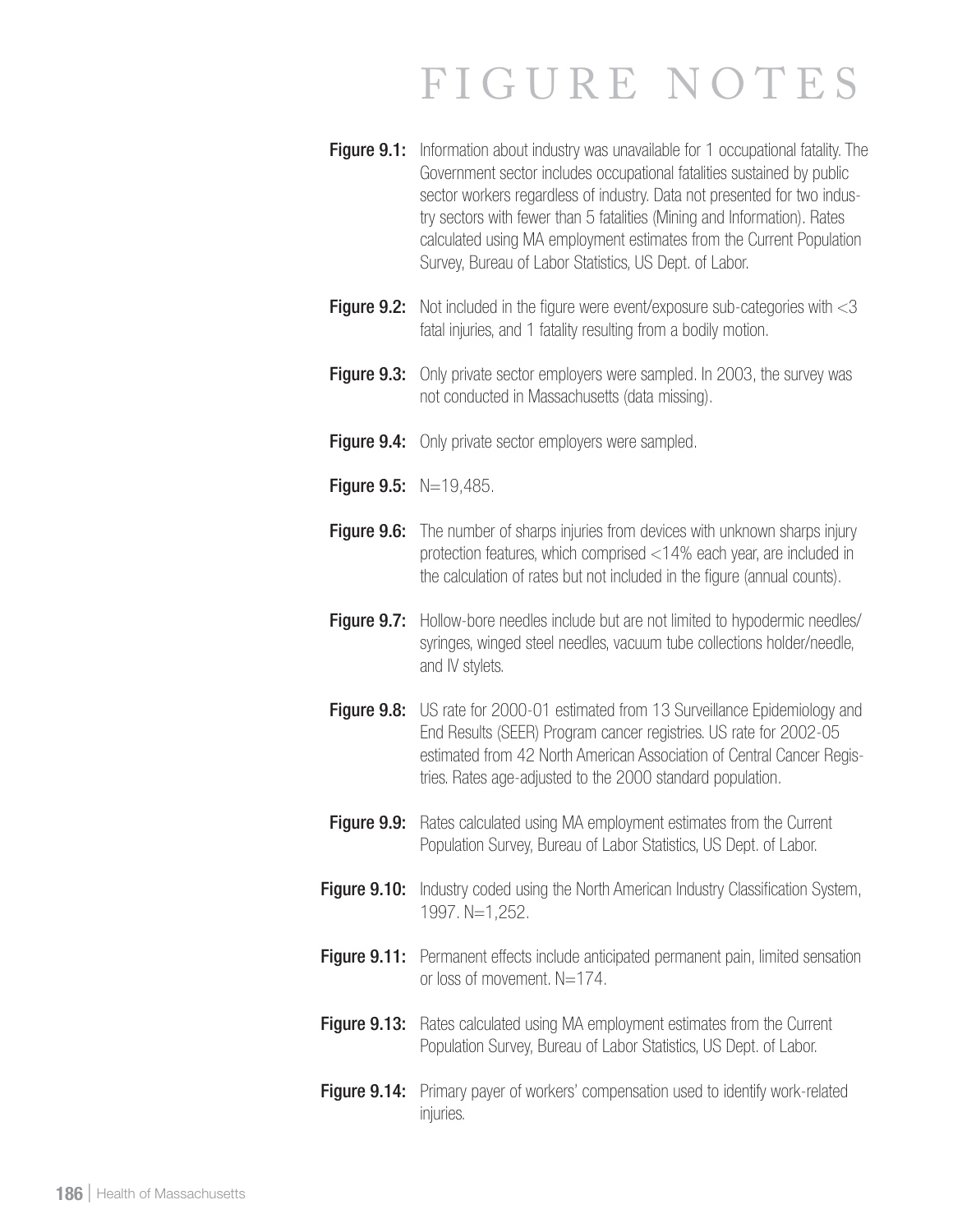# FIGURE NOTES

**Figure 9.1:** Information about industry was unavailable for 1 occupational fatality. The Government sector includes occupational fatalities sustained by public sector workers regardless of industry. Data not presented for two industry sectors with fewer than 5 fatalities (Mining and Information). Rates calculated using MA employment estimates from the Current Population Survey, Bureau of Labor Statistics, US Dept. of Labor.

**Figure 9.2:** Not included in the figure were event/exposure sub-categories with <3 fatal injuries, and 1 fatality resulting from a bodily motion.

**Figure 9.3:** Only private sector employers were sampled. In 2003, the survey was not conducted in Massachusetts (data missing).

**Figure 9.4:** Only private sector employers were sampled.

**Figure 9.5:** N=19,485.

**Figure 9.6:** The number of sharps injuries from devices with unknown sharps injury protection features, which comprised <14% each year, are included in the calculation of rates but not included in the figure (annual counts).

**Figure 9.7:** Hollow-bore needles include but are not limited to hypodermic needles/syringes, winged steel needles, vacuum tube collections holder/needle, and IV stylets.

**Figure 9.8:** US rate for 2000-01 estimated from 13 Surveillance Epidemiology and End Results (SEER) Program cancer registries. US rate for 2002-05 estimated from 42 North American Association of Central Cancer Registries. Rates age-adjusted to the 2000 standard population.

**Figure 9.9:** Rates calculated using MA employment estimates from the Current Population Survey, Bureau of Labor Statistics, US Dept. of Labor.

**Figure 9.10:** Industry coded using the North American Industry Classification System, 1997. N=1,252.

**Figure 9.11:** Permanent effects include anticipated permanent pain, limited sensation or loss of movement. N=174.

**Figure 9.13:** Rates calculated using MA employment estimates from the Current Population Survey, Bureau of Labor Statistics, US Dept. of Labor.

**Figure 9.14:** Primary payer of workers' compensation used to identify work-related injuries.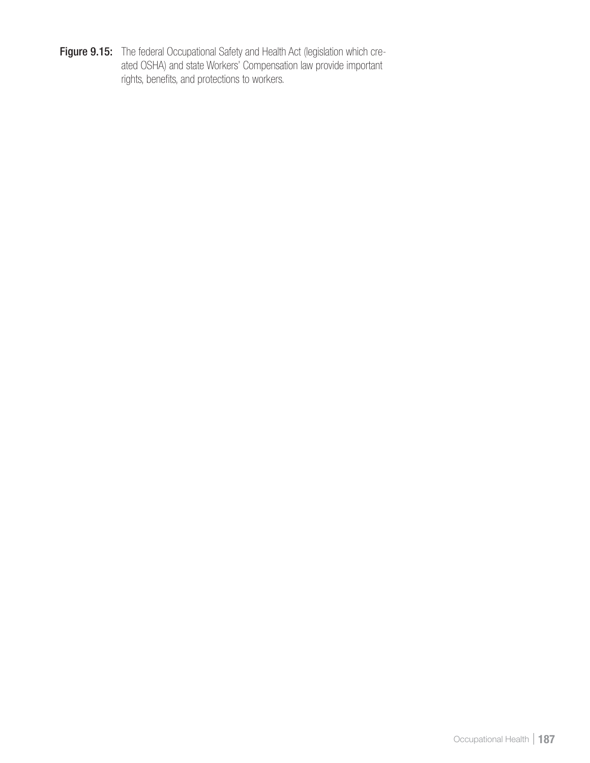**Figure 9.15:** The federal Occupational Safety and Health Act (legislation which created OSHA) and state Workers' Compensation law provide important rights, benefits, and protections to workers.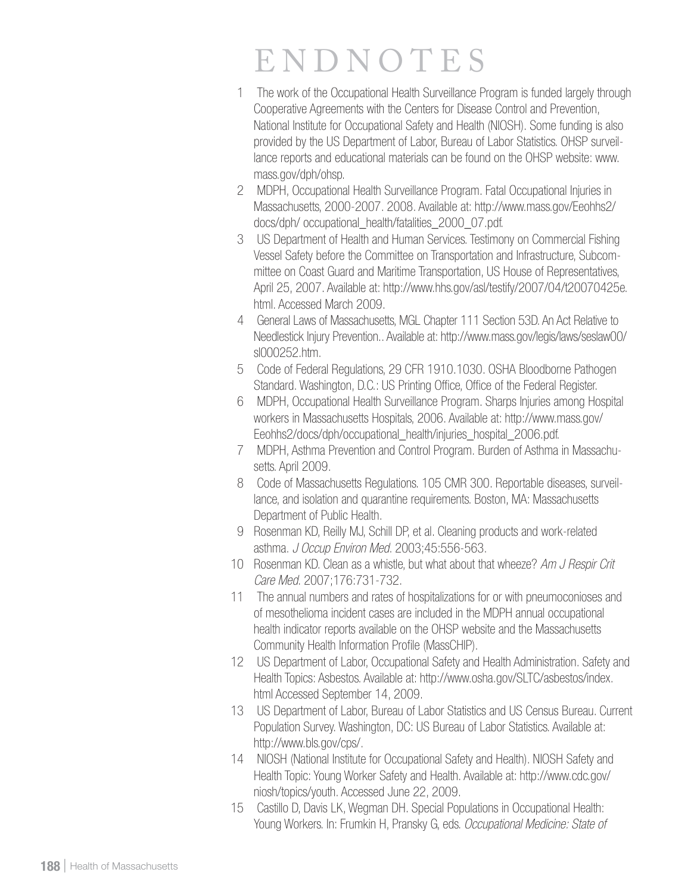# ENDNOTES

1. The work of the Occupational Health Surveillance Program is funded largely through Cooperative Agreements with the Centers for Disease Control and Prevention, National Institute for Occupational Safety and Health (NIOSH). Some funding is also provided by the US Department of Labor, Bureau of Labor Statistics. OHSP surveillance reports and educational materials can be found on the OHSP website: www.mass.gov/dph/ohsp.
2. MDPH, Occupational Health Surveillance Program. Fatal Occupational Injuries in Massachusetts, 2000-2007. 2008. Available at: http://www.mass.gov/Eeohhs2/docs/dph/ occupational_health/fatalities_2000_07.pdf.
3. US Department of Health and Human Services. Testimony on Commercial Fishing Vessel Safety before the Committee on Transportation and Infrastructure, Subcommittee on Coast Guard and Maritime Transportation, US House of Representatives, April 25, 2007. Available at: http://www.hhs.gov/asl/testify/2007/04/t20070425e.html. Accessed March 2009.
4. General Laws of Massachusetts, MGL Chapter 111 Section 53D. An Act Relative to Needlestick Injury Prevention.. Available at: http://www.mass.gov/legis/laws/seslaw00/sl000252.htm.
5. Code of Federal Regulations, 29 CFR 1910.1030. OSHA Bloodborne Pathogen Standard. Washington, D.C.: US Printing Office, Office of the Federal Register.
6. MDPH, Occupational Health Surveillance Program. Sharps Injuries among Hospital workers in Massachusetts Hospitals, 2006. Available at: http://www.mass.gov/Eeohhs2/docs/dph/occupational_health/injuries_hospital_2006.pdf.
7. MDPH, Asthma Prevention and Control Program. Burden of Asthma in Massachusetts. April 2009.
8. Code of Massachusetts Regulations. 105 CMR 300. Reportable diseases, surveillance, and isolation and quarantine requirements. Boston, MA: Massachusetts Department of Public Health.
9. Rosenman KD, Reilly MJ, Schill DP, et al. Cleaning products and work-related asthma. *J Occup Environ Med*. 2003;45:556-563.
10. Rosenman KD. Clean as a whistle, but what about that wheeze? *Am J Respir Crit Care Med*. 2007;176:731-732.
11. The annual numbers and rates of hospitalizations for or with pneumoconioses and of mesothelioma incident cases are included in the MDPH annual occupational health indicator reports available on the OHSP website and the Massachusetts Community Health Information Profile (MassCHIP).
12. US Department of Labor, Occupational Safety and Health Administration. Safety and Health Topics: Asbestos. Available at: http://www.osha.gov/SLTC/asbestos/index.html Accessed September 14, 2009.
13. US Department of Labor, Bureau of Labor Statistics and US Census Bureau. Current Population Survey. Washington, DC: US Bureau of Labor Statistics. Available at: http://www.bls.gov/cps/.
14. NIOSH (National Institute for Occupational Safety and Health). NIOSH Safety and Health Topic: Young Worker Safety and Health. Available at: http://www.cdc.gov/niosh/topics/youth. Accessed June 22, 2009.
15. Castillo D, Davis LK, Wegman DH. Special Populations in Occupational Health: Young Workers. In: Frumkin H, Pransky G, eds. *Occupational Medicine: State of*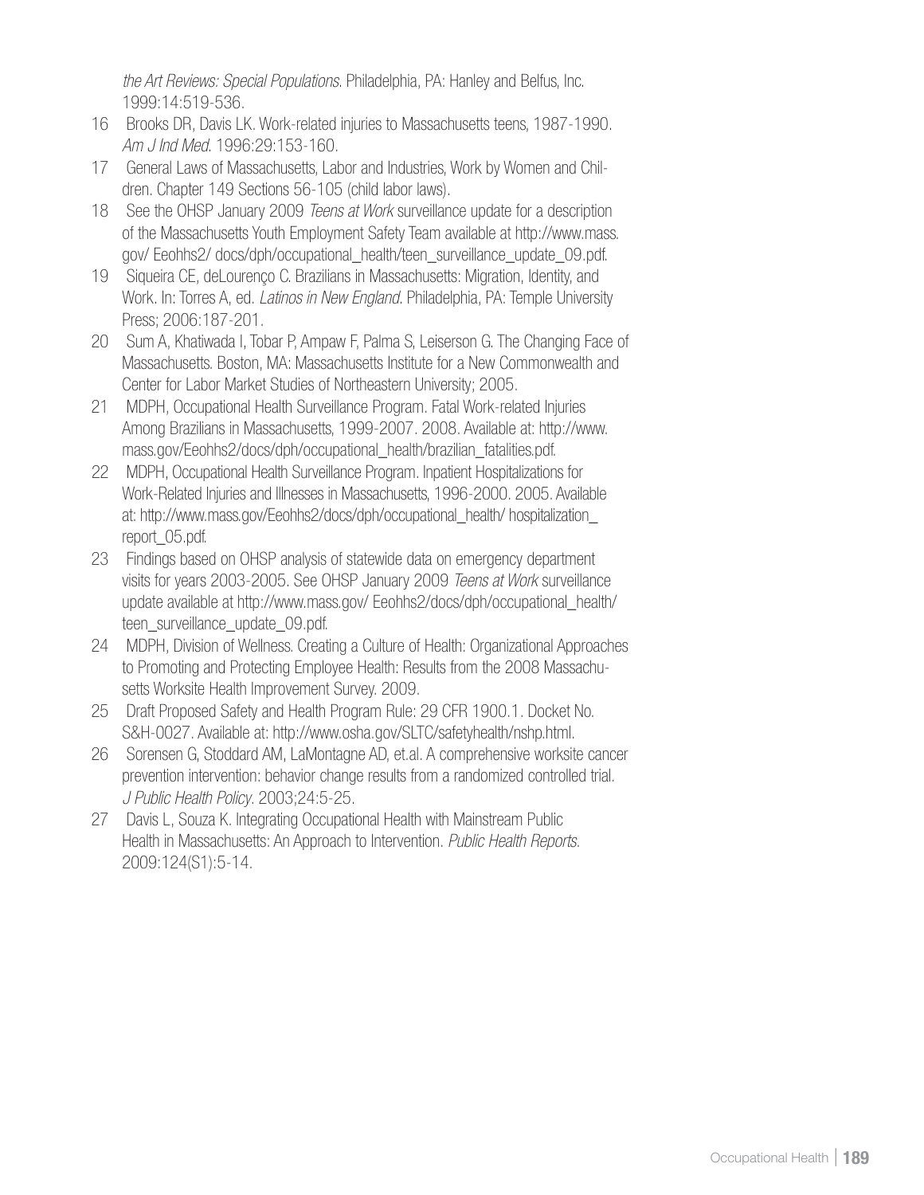*the Art Reviews: Special Populations*. Philadelphia, PA: Hanley and Belfus, Inc. 1999:14:519-536.

16 Brooks DR, Davis LK. Work-related injuries to Massachusetts teens, 1987-1990. *Am J Ind Med*. 1996:29:153-160.

17 General Laws of Massachusetts, Labor and Industries, Work by Women and Children. Chapter 149 Sections 56-105 (child labor laws).

18 See the OHSP January 2009 *Teens at Work* surveillance update for a description of the Massachusetts Youth Employment Safety Team available at http://www.mass.gov/ Eeohhs2/ docs/dph/occupational_health/teen_surveillance_update_09.pdf.

19 Siqueira CE, deLourenço C. Brazilians in Massachusetts: Migration, Identity, and Work. In: Torres A, ed. *Latinos in New England*. Philadelphia, PA: Temple University Press; 2006:187-201.

20 Sum A, Khatiwada I, Tobar P, Ampaw F, Palma S, Leiserson G. The Changing Face of Massachusetts. Boston, MA: Massachusetts Institute for a New Commonwealth and Center for Labor Market Studies of Northeastern University; 2005.

21 MDPH, Occupational Health Surveillance Program. Fatal Work-related Injuries Among Brazilians in Massachusetts, 1999-2007. 2008. Available at: http://www.mass.gov/Eeohhs2/docs/dph/occupational_health/brazilian_fatalities.pdf.

22 MDPH, Occupational Health Surveillance Program. Inpatient Hospitalizations for Work-Related Injuries and Illnesses in Massachusetts, 1996-2000. 2005. Available at: http://www.mass.gov/Eeohhs2/docs/dph/occupational_health/ hospitalization_report_05.pdf.

23 Findings based on OHSP analysis of statewide data on emergency department visits for years 2003-2005. See OHSP January 2009 *Teens at Work* surveillance update available at http://www.mass.gov/ Eeohhs2/docs/dph/occupational_health/teen_surveillance_update_09.pdf.

24 MDPH, Division of Wellness. Creating a Culture of Health: Organizational Approaches to Promoting and Protecting Employee Health: Results from the 2008 Massachusetts Worksite Health Improvement Survey. 2009.

25 Draft Proposed Safety and Health Program Rule: 29 CFR 1900.1. Docket No. S&H-0027. Available at: http://www.osha.gov/SLTC/safetyhealth/nshp.html.

26 Sorensen G, Stoddard AM, LaMontagne AD, et.al. A comprehensive worksite cancer prevention intervention: behavior change results from a randomized controlled trial. *J Public Health Policy*. 2003;24:5-25.

27 Davis L, Souza K. Integrating Occupational Health with Mainstream Public Health in Massachusetts: An Approach to Intervention. *Public Health Reports*. 2009:124(S1):5-14.